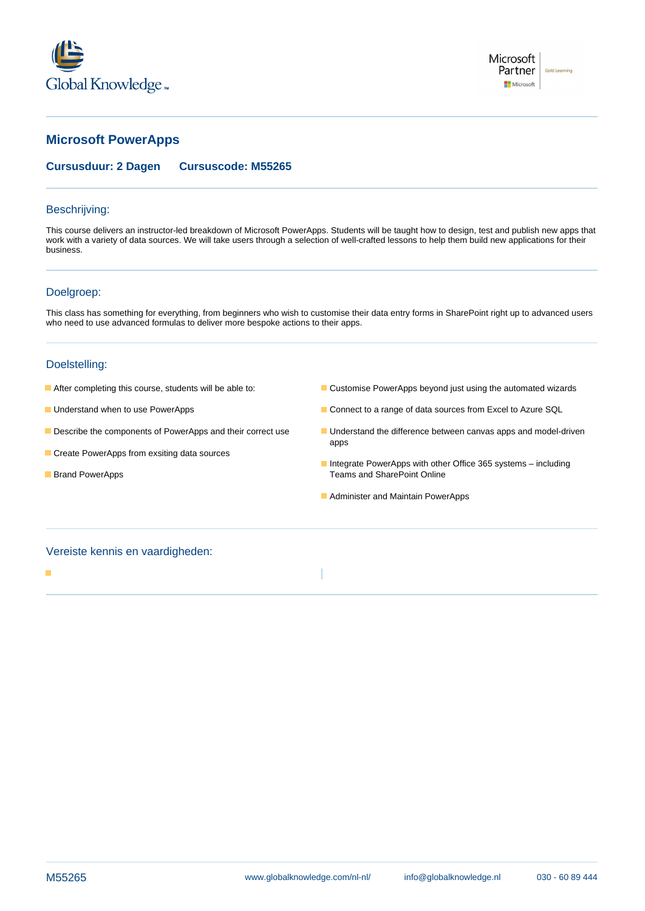Global Knowledge

Microsoft Partner | Gold Learning

# Microsoft PowerApps

**Cursusduur: 2 Dagen** **Cursuscode: M55265**

## Beschrijving:

This course delivers an instructor-led breakdown of Microsoft PowerApps. Students will be taught how to design, test and publish new apps that work with a variety of data sources. We will take users through a selection of well-crafted lessons to help them build new applications for their business.

## Doelgroep:

This class has something for everything, from beginners who wish to customise their data entry forms in SharePoint right up to advanced users who need to use advanced formulas to deliver more bespoke actions to their apps.

## Doelstelling:

- After completing this course, students will be able to:
- Understand when to use PowerApps
- Describe the components of PowerApps and their correct use
- Create PowerApps from exsiting data sources
- Brand PowerApps
- Customise PowerApps beyond just using the automated wizards
- Connect to a range of data sources from Excel to Azure SQL
- Understand the difference between canvas apps and model-driven apps
- Integrate PowerApps with other Office 365 systems – including Teams and SharePoint Online
- Administer and Maintain PowerApps

## Vereiste kennis en vaardigheden: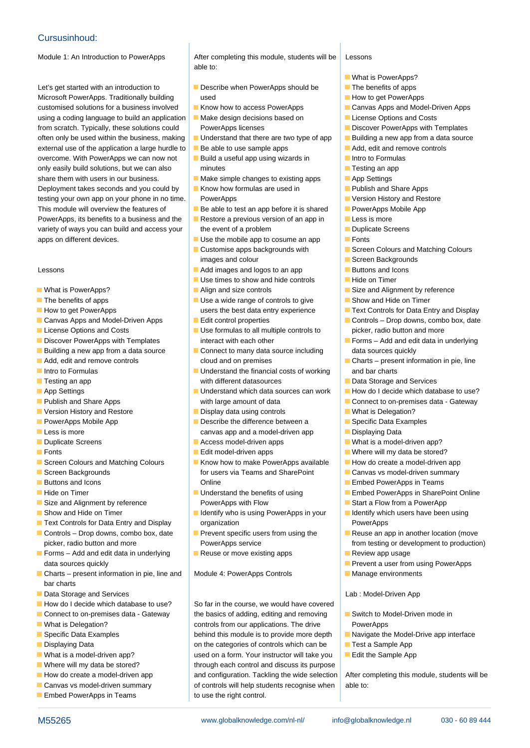## Cursusinhoud:

Module 1: An Introduction to PowerApps

Let's get started with an introduction to Microsoft PowerApps. Traditionally building customised solutions for a business involved using a coding language to build an application from scratch. Typically, these solutions could often only be used within the business, making external use of the application a large hurdle to overcome. With PowerApps we can now not only easily build solutions, but we can also share them with users in our business. Deployment takes seconds and you could by testing your own app on your phone in no time. This module will overview the features of PowerApps, its benefits to a business and the variety of ways you can build and access your apps on different devices.

Lessons

- What is PowerApps?
- The benefits of apps
- How to get PowerApps
- Canvas Apps and Model-Driven Apps
- License Options and Costs
- Discover PowerApps with Templates
- Building a new app from a data source
- Add, edit and remove controls
- Intro to Formulas
- Testing an app
- App Settings
- Publish and Share Apps
- Version History and Restore
- PowerApps Mobile App
- Less is more
- Duplicate Screens
- Fonts
- Screen Colours and Matching Colours
- Screen Backgrounds
- Buttons and Icons
- Hide on Timer
- Size and Alignment by reference
- Show and Hide on Timer
- Text Controls for Data Entry and Display
- Controls – Drop downs, combo box, date picker, radio button and more
- Forms – Add and edit data in underlying data sources quickly
- Charts – present information in pie, line and bar charts
- Data Storage and Services
- How do I decide which database to use?
- Connect to on-premises data - Gateway
- What is Delegation?
- Specific Data Examples
- Displaying Data
- What is a model-driven app?
- Where will my data be stored?
- How do create a model-driven app
- Canvas vs model-driven summary
- Embed PowerApps in Teams

After completing this module, students will be able to:

- Describe when PowerApps should be used
- Know how to access PowerApps
- Make design decisions based on PowerApps licenses
- Understand that there are two type of app
- Be able to use sample apps
- Build a useful app using wizards in minutes
- Make simple changes to existing apps
- Know how formulas are used in PowerApps
- Be able to test an app before it is shared
- Restore a previous version of an app in the event of a problem
- Use the mobile app to cosume an app
- Customise apps backgrounds with images and colour
- Add images and logos to an app
- Use times to show and hide controls
- Align and size controls
- Use a wide range of controls to give users the best data entry experience
- Edit control properties
- Use formulas to all multiple controls to interact with each other
- Connect to many data source including cloud and on premises
- Understand the financial costs of working with different datasources
- Understand which data sources can work with large amount of data
- Display data using controls
- Describe the difference between a canvas app and a model-driven app
- Access model-driven apps
- Edit model-driven apps
- Know how to make PowerApps available for users via Teams and SharePoint Online
- Understand the benefits of using PowerApps with Flow
- Identify who is using PowerApps in your organization
- Prevent specific users from using the PowerApps service
- Reuse or move existing apps

Module 4: PowerApps Controls

So far in the course, we would have covered the basics of adding, editing and removing controls from our applications. The drive behind this module is to provide more depth on the categories of controls which can be used on a form. Your instructor will take you through each control and discuss its purpose and configuration. Tackling the wide selection of controls will help students recognise when to use the right control.

Lessons

- What is PowerApps?
- The benefits of apps
- How to get PowerApps
- Canvas Apps and Model-Driven Apps
- License Options and Costs
- Discover PowerApps with Templates
- Building a new app from a data source
- Add, edit and remove controls
- Intro to Formulas
- Testing an app
- App Settings
- Publish and Share Apps
- Version History and Restore
- PowerApps Mobile App
- Less is more
- Duplicate Screens
- Fonts
- Screen Colours and Matching Colours
- Screen Backgrounds
- Buttons and Icons
- Hide on Timer
- Size and Alignment by reference
- Show and Hide on Timer
- Text Controls for Data Entry and Display
- Controls – Drop downs, combo box, date picker, radio button and more
- Forms – Add and edit data in underlying data sources quickly
- Charts – present information in pie, line and bar charts
- Data Storage and Services
- How do I decide which database to use?
- Connect to on-premises data - Gateway
- What is Delegation?
- Specific Data Examples
- Displaying Data
- What is a model-driven app?
- Where will my data be stored?
- How do create a model-driven app
- Canvas vs model-driven summary
- Embed PowerApps in Teams
- Embed PowerApps in SharePoint Online
- Start a Flow from a PowerApp
- Identify which users have been using PowerApps
- Reuse an app in another location (move from testing or development to production)
- Review app usage
- Prevent a user from using PowerApps
- Manage environments

Lab : Model-Driven App

- Switch to Model-Driven mode in PowerApps
- Navigate the Model-Drive app interface
- Test a Sample App
- Edit the Sample App

After completing this module, students will be able to: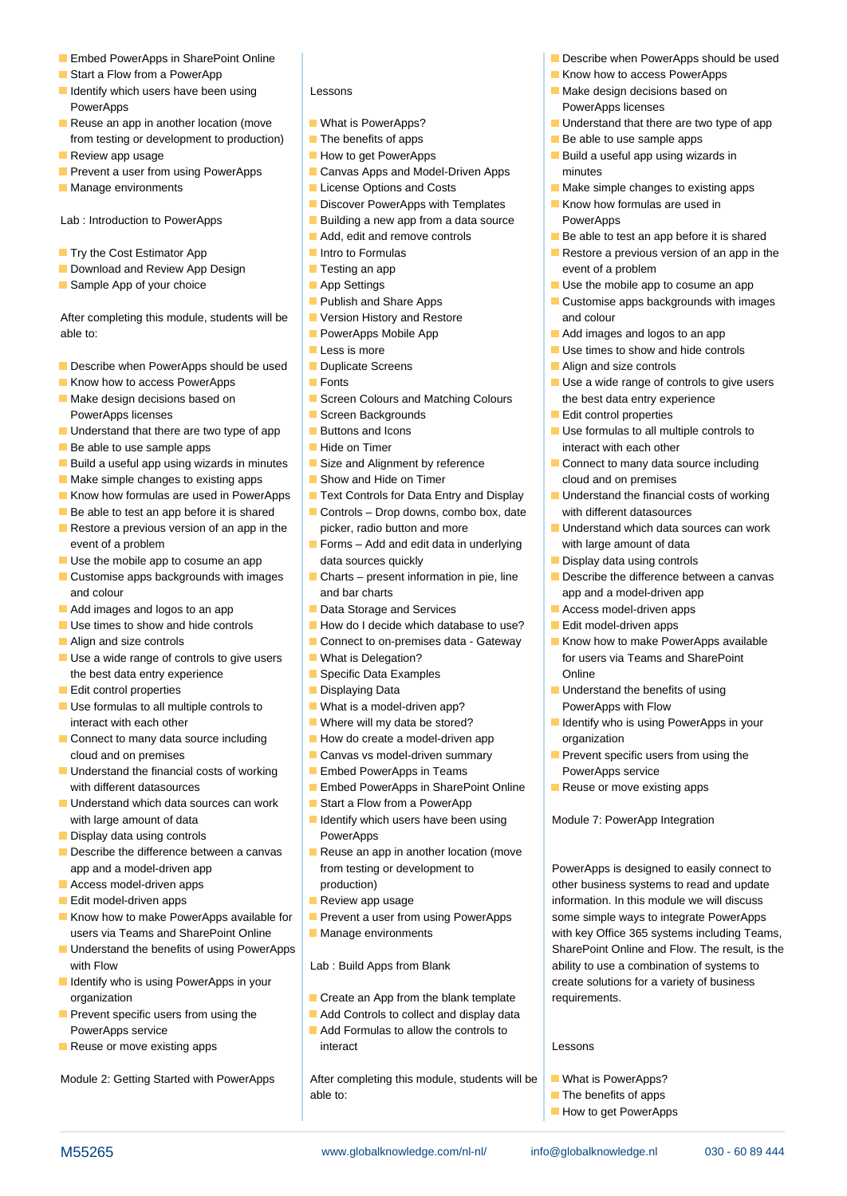- Embed PowerApps in SharePoint Online
- Start a Flow from a PowerApp
- Identify which users have been using PowerApps
- Reuse an app in another location (move from testing or development to production)
- Review app usage
- Prevent a user from using PowerApps
- Manage environments

Lab : Introduction to PowerApps

- Try the Cost Estimator App
- Download and Review App Design
- Sample App of your choice

After completing this module, students will be able to:

- Describe when PowerApps should be used
- Know how to access PowerApps
- Make design decisions based on PowerApps licenses
- Understand that there are two type of app
- Be able to use sample apps
- Build a useful app using wizards in minutes
- Make simple changes to existing apps
- Know how formulas are used in PowerApps
- Be able to test an app before it is shared
- Restore a previous version of an app in the event of a problem
- Use the mobile app to cosume an app
- Customise apps backgrounds with images and colour
- Add images and logos to an app
- Use times to show and hide controls
- Align and size controls
- Use a wide range of controls to give users the best data entry experience
- Edit control properties
- Use formulas to all multiple controls to interact with each other
- Connect to many data source including cloud and on premises
- Understand the financial costs of working with different datasources
- Understand which data sources can work with large amount of data
- Display data using controls
- Describe the difference between a canvas app and a model-driven app
- Access model-driven apps
- Edit model-driven apps
- Know how to make PowerApps available for users via Teams and SharePoint Online
- Understand the benefits of using PowerApps with Flow
- Identify who is using PowerApps in your organization
- Prevent specific users from using the PowerApps service
- Reuse or move existing apps

Module 2: Getting Started with PowerApps

Lessons

- What is PowerApps?
- The benefits of apps
- How to get PowerApps
- Canvas Apps and Model-Driven Apps
- License Options and Costs
- Discover PowerApps with Templates
- Building a new app from a data source
- Add, edit and remove controls
- Intro to Formulas
- Testing an app
- App Settings
- Publish and Share Apps
- Version History and Restore
- PowerApps Mobile App
- Less is more
- Duplicate Screens
- Fonts
- Screen Colours and Matching Colours
- Screen Backgrounds
- Buttons and Icons
- Hide on Timer
- Size and Alignment by reference
- Show and Hide on Timer
- Text Controls for Data Entry and Display
- Controls – Drop downs, combo box, date picker, radio button and more
- Forms – Add and edit data in underlying data sources quickly
- Charts – present information in pie, line and bar charts
- Data Storage and Services
- How do I decide which database to use?
- Connect to on-premises data - Gateway
- What is Delegation?
- Specific Data Examples
- Displaying Data
- What is a model-driven app?
- Where will my data be stored?
- How do create a model-driven app
- Canvas vs model-driven summary
- Embed PowerApps in Teams
- Embed PowerApps in SharePoint Online
- Start a Flow from a PowerApp
- Identify which users have been using PowerApps
- Reuse an app in another location (move from testing or development to production)
- Review app usage
- Prevent a user from using PowerApps
- Manage environments

Lab : Build Apps from Blank

- Create an App from the blank template
- Add Controls to collect and display data
- Add Formulas to allow the controls to interact

After completing this module, students will be able to:

- Describe when PowerApps should be used
- Know how to access PowerApps
- Make design decisions based on PowerApps licenses
- Understand that there are two type of app
- Be able to use sample apps
- Build a useful app using wizards in minutes
- Make simple changes to existing apps
- Know how formulas are used in PowerApps
- Be able to test an app before it is shared
- Restore a previous version of an app in the event of a problem
- Use the mobile app to cosume an app
- Customise apps backgrounds with images and colour
- Add images and logos to an app
- Use times to show and hide controls
- Align and size controls
- Use a wide range of controls to give users the best data entry experience
- Edit control properties
- Use formulas to all multiple controls to interact with each other
- Connect to many data source including cloud and on premises
- Understand the financial costs of working with different datasources
- Understand which data sources can work with large amount of data
- Display data using controls
- Describe the difference between a canvas app and a model-driven app
- Access model-driven apps
- Edit model-driven apps
- Know how to make PowerApps available for users via Teams and SharePoint Online
- Understand the benefits of using PowerApps with Flow
- Identify who is using PowerApps in your organization
- Prevent specific users from using the PowerApps service
- Reuse or move existing apps

Module 7: PowerApp Integration

PowerApps is designed to easily connect to other business systems to read and update information. In this module we will discuss some simple ways to integrate PowerApps with key Office 365 systems including Teams, SharePoint Online and Flow. The result, is the ability to use a combination of systems to create solutions for a variety of business requirements.

Lessons

- What is PowerApps?
- The benefits of apps
- How to get PowerApps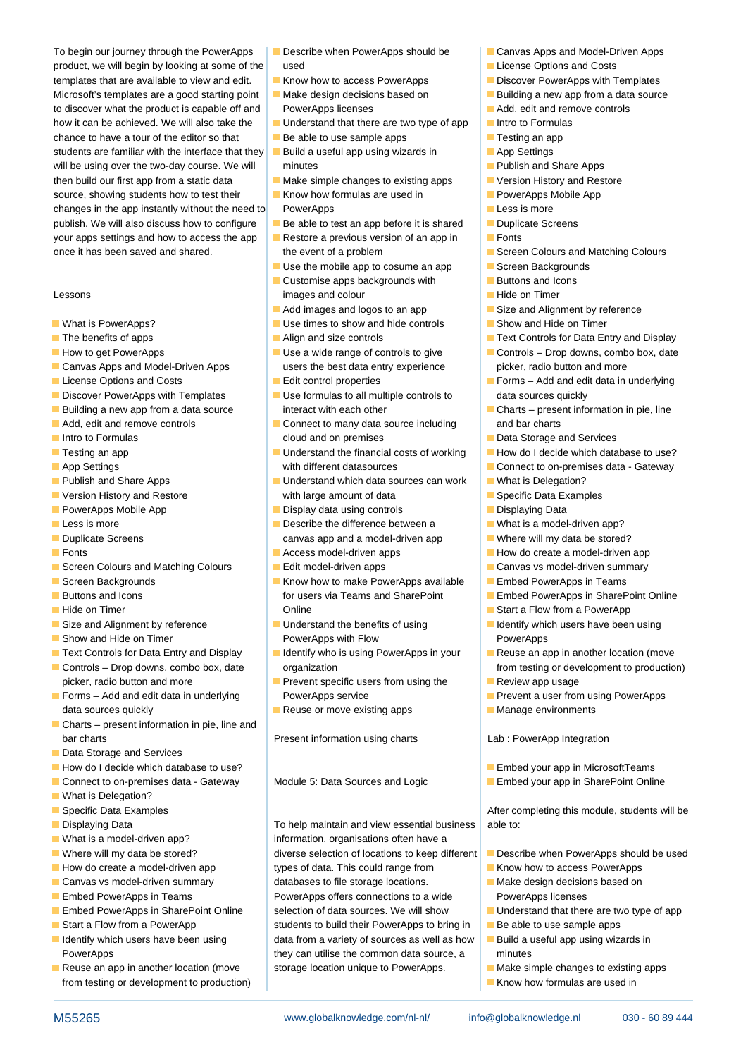To begin our journey through the PowerApps product, we will begin by looking at some of the templates that are available to view and edit. Microsoft's templates are a good starting point to discover what the product is capable off and how it can be achieved. We will also take the chance to have a tour of the editor so that students are familiar with the interface that they will be using over the two-day course. We will then build our first app from a static data source, showing students how to test their changes in the app instantly without the need to publish. We will also discuss how to configure your apps settings and how to access the app once it has been saved and shared.

Lessons

- What is PowerApps?
- The benefits of apps
- How to get PowerApps
- Canvas Apps and Model-Driven Apps
- License Options and Costs
- Discover PowerApps with Templates
- Building a new app from a data source
- Add, edit and remove controls
- Intro to Formulas
- Testing an app
- App Settings
- Publish and Share Apps
- Version History and Restore
- PowerApps Mobile App
- Less is more
- Duplicate Screens
- Fonts
- Screen Colours and Matching Colours
- Screen Backgrounds
- Buttons and Icons
- Hide on Timer
- Size and Alignment by reference
- Show and Hide on Timer
- Text Controls for Data Entry and Display
- Controls – Drop downs, combo box, date picker, radio button and more
- Forms – Add and edit data in underlying data sources quickly
- Charts – present information in pie, line and bar charts
- Data Storage and Services
- How do I decide which database to use?
- Connect to on-premises data - Gateway
- What is Delegation?
- Specific Data Examples
- Displaying Data
- What is a model-driven app?
- Where will my data be stored?
- How do create a model-driven app
- Canvas vs model-driven summary
- Embed PowerApps in Teams
- Embed PowerApps in SharePoint Online
- Start a Flow from a PowerApp
- Identify which users have been using PowerApps
- Reuse an app in another location (move from testing or development to production)
- Describe when PowerApps should be used
- Know how to access PowerApps
- Make design decisions based on PowerApps licenses
- Understand that there are two type of app
- Be able to use sample apps
- Build a useful app using wizards in minutes
- Make simple changes to existing apps
- Know how formulas are used in PowerApps
- Be able to test an app before it is shared
- Restore a previous version of an app in the event of a problem
- Use the mobile app to cosume an app
- Customise apps backgrounds with images and colour
- Add images and logos to an app
- Use times to show and hide controls
- Align and size controls
- Use a wide range of controls to give users the best data entry experience
- Edit control properties
- Use formulas to all multiple controls to interact with each other
- Connect to many data source including cloud and on premises
- Understand the financial costs of working with different datasources
- Understand which data sources can work with large amount of data
- Display data using controls
- Describe the difference between a canvas app and a model-driven app
- Access model-driven apps
- Edit model-driven apps
- Know how to make PowerApps available for users via Teams and SharePoint Online
- Understand the benefits of using PowerApps with Flow
- Identify who is using PowerApps in your organization
- Prevent specific users from using the PowerApps service
- Reuse or move existing apps

Present information using charts

Module 5: Data Sources and Logic

To help maintain and view essential business information, organisations often have a diverse selection of locations to keep different types of data. This could range from databases to file storage locations. PowerApps offers connections to a wide selection of data sources. We will show students to build their PowerApps to bring in data from a variety of sources as well as how they can utilise the common data source, a storage location unique to PowerApps.

- Canvas Apps and Model-Driven Apps
- License Options and Costs
- Discover PowerApps with Templates
- Building a new app from a data source
- Add, edit and remove controls
- Intro to Formulas
- Testing an app
- App Settings
- Publish and Share Apps
- Version History and Restore
- PowerApps Mobile App
- Less is more
- Duplicate Screens
- Fonts
- Screen Colours and Matching Colours
- Screen Backgrounds
- Buttons and Icons
- Hide on Timer
- Size and Alignment by reference
- Show and Hide on Timer
- Text Controls for Data Entry and Display
- Controls – Drop downs, combo box, date picker, radio button and more
- Forms – Add and edit data in underlying data sources quickly
- Charts – present information in pie, line and bar charts
- Data Storage and Services
- How do I decide which database to use?
- Connect to on-premises data - Gateway
- What is Delegation?
- Specific Data Examples
- Displaying Data
- What is a model-driven app?
- Where will my data be stored?
- How do create a model-driven app
- Canvas vs model-driven summary
- Embed PowerApps in Teams
- Embed PowerApps in SharePoint Online
- Start a Flow from a PowerApp
- Identify which users have been using PowerApps
- Reuse an app in another location (move from testing or development to production)
- Review app usage
- Prevent a user from using PowerApps
- Manage environments

Lab : PowerApp Integration

- Embed your app in MicrosoftTeams
- Embed your app in SharePoint Online

After completing this module, students will be able to:

- Describe when PowerApps should be used
- Know how to access PowerApps
- Make design decisions based on PowerApps licenses
- Understand that there are two type of app
- Be able to use sample apps
- Build a useful app using wizards in minutes
- Make simple changes to existing apps
- Know how formulas are used in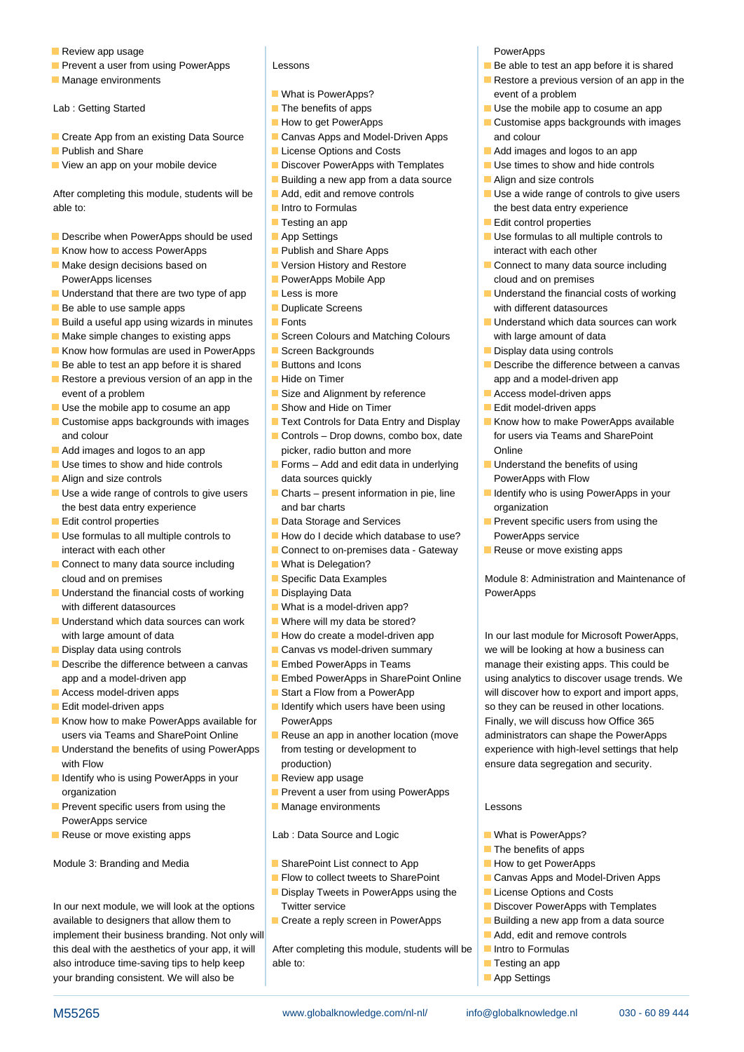- Review app usage
- Prevent a user from using PowerApps
- Manage environments

Lab : Getting Started

- Create App from an existing Data Source
- Publish and Share
- View an app on your mobile device

After completing this module, students will be able to:

- Describe when PowerApps should be used
- Know how to access PowerApps
- Make design decisions based on PowerApps licenses
- Understand that there are two type of app
- Be able to use sample apps
- Build a useful app using wizards in minutes
- Make simple changes to existing apps
- Know how formulas are used in PowerApps
- Be able to test an app before it is shared
- Restore a previous version of an app in the event of a problem
- Use the mobile app to cosume an app
- Customise apps backgrounds with images and colour
- Add images and logos to an app
- Use times to show and hide controls
- Align and size controls
- Use a wide range of controls to give users the best data entry experience
- Edit control properties
- Use formulas to all multiple controls to interact with each other
- Connect to many data source including cloud and on premises
- Understand the financial costs of working with different datasources
- Understand which data sources can work with large amount of data
- Display data using controls
- Describe the difference between a canvas app and a model-driven app
- Access model-driven apps
- Edit model-driven apps
- Know how to make PowerApps available for users via Teams and SharePoint Online
- Understand the benefits of using PowerApps with Flow
- Identify who is using PowerApps in your organization
- Prevent specific users from using the PowerApps service
- Reuse or move existing apps

Module 3: Branding and Media

In our next module, we will look at the options available to designers that allow them to implement their business branding. Not only will this deal with the aesthetics of your app, it will also introduce time-saving tips to help keep your branding consistent. We will also be

Lessons

- What is PowerApps?
- The benefits of apps
- How to get PowerApps
- Canvas Apps and Model-Driven Apps
- License Options and Costs
- Discover PowerApps with Templates
- Building a new app from a data source
- Add, edit and remove controls
- Intro to Formulas
- Testing an app
- App Settings
- Publish and Share Apps
- Version History and Restore
- PowerApps Mobile App
- Less is more
- Duplicate Screens
- Fonts
- Screen Colours and Matching Colours
- Screen Backgrounds
- Buttons and Icons
- Hide on Timer
- Size and Alignment by reference
- Show and Hide on Timer
- Text Controls for Data Entry and Display
- Controls – Drop downs, combo box, date picker, radio button and more
- Forms – Add and edit data in underlying data sources quickly
- Charts – present information in pie, line and bar charts
- Data Storage and Services
- How do I decide which database to use?
- Connect to on-premises data - Gateway
- What is Delegation?
- Specific Data Examples
- Displaying Data
- What is a model-driven app?
- Where will my data be stored?
- How do I create a model-driven app
- Canvas vs model-driven summary
- Embed PowerApps in Teams
- Embed PowerApps in SharePoint Online
- Start a Flow from a PowerApp
- Identify which users have been using PowerApps
- Reuse an app in another location (move from testing or development to production)
- Review app usage
- Prevent a user from using PowerApps
- Manage environments

Lab : Data Source and Logic

- SharePoint List connect to App
- Flow to collect tweets to SharePoint
- Display Tweets in PowerApps using the Twitter service
- Create a reply screen in PowerApps

After completing this module, students will be able to:

PowerApps

- Be able to test an app before it is shared
- Restore a previous version of an app in the event of a problem
- Use the mobile app to cosume an app
- Customise apps backgrounds with images and colour
- Add images and logos to an app
- Use times to show and hide controls
- Align and size controls
- Use a wide range of controls to give users the best data entry experience
- Edit control properties
- Use formulas to all multiple controls to interact with each other
- Connect to many data source including cloud and on premises
- Understand the financial costs of working with different datasources
- Understand which data sources can work with large amount of data
- Display data using controls
- Describe the difference between a canvas app and a model-driven app
- Access model-driven apps
- Edit model-driven apps
- Know how to make PowerApps available for users via Teams and SharePoint Online
- Understand the benefits of using PowerApps with Flow
- Identify who is using PowerApps in your organization
- Prevent specific users from using the PowerApps service
- Reuse or move existing apps

Module 8: Administration and Maintenance of PowerApps

In our last module for Microsoft PowerApps, we will be looking at how a business can manage their existing apps. This could be using analytics to discover usage trends. We will discover how to export and import apps, so they can be reused in other locations. Finally, we will discuss how Office 365 administrators can shape the PowerApps experience with high-level settings that help ensure data segregation and security.

Lessons

- What is PowerApps?
- The benefits of apps
- How to get PowerApps
- Canvas Apps and Model-Driven Apps
- License Options and Costs
- Discover PowerApps with Templates
- Building a new app from a data source
- Add, edit and remove controls
- Intro to Formulas
- Testing an app
- App Settings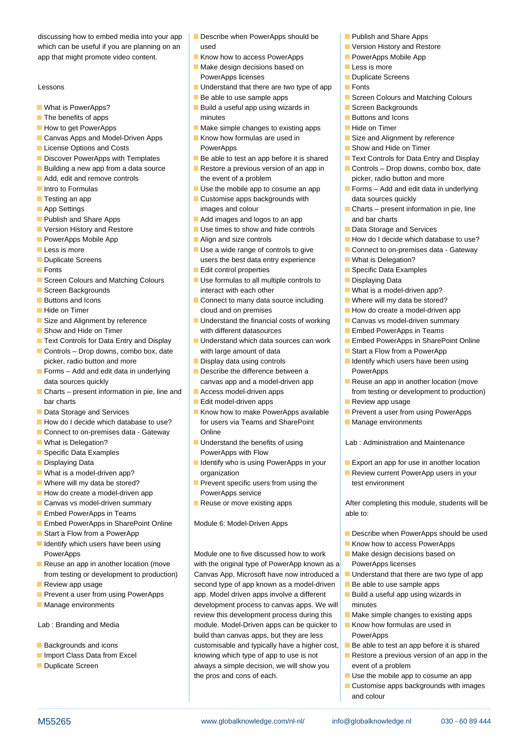discussing how to embed media into your app which can be useful if you are planning on an app that might promote video content.

Lessons

- What is PowerApps?
- The benefits of apps
- How to get PowerApps
- Canvas Apps and Model-Driven Apps
- License Options and Costs
- Discover PowerApps with Templates
- Building a new app from a data source
- Add, edit and remove controls
- Intro to Formulas
- Testing an app
- App Settings
- Publish and Share Apps
- Version History and Restore
- PowerApps Mobile App
- Less is more
- Duplicate Screens
- Fonts
- Screen Colours and Matching Colours
- Screen Backgrounds
- Buttons and Icons
- Hide on Timer
- Size and Alignment by reference
- Show and Hide on Timer
- Text Controls for Data Entry and Display
- Controls – Drop downs, combo box, date picker, radio button and more
- Forms – Add and edit data in underlying data sources quickly
- Charts – present information in pie, line and bar charts
- Data Storage and Services
- How do I decide which database to use?
- Connect to on-premises data - Gateway
- What is Delegation?
- Specific Data Examples
- Displaying Data
- What is a model-driven app?
- Where will my data be stored?
- How do create a model-driven app
- Canvas vs model-driven summary
- Embed PowerApps in Teams
- Embed PowerApps in SharePoint Online
- Start a Flow from a PowerApp
- Identify which users have been using PowerApps
- Reuse an app in another location (move from testing or development to production)
- Review app usage
- Prevent a user from using PowerApps
- Manage environments

Lab : Branding and Media

- Backgrounds and icons
- Import Class Data from Excel
- Duplicate Screen

- Describe when PowerApps should be used
- Know how to access PowerApps
- Make design decisions based on PowerApps licenses
- Understand that there are two type of app
- Be able to use sample apps
- Build a useful app using wizards in minutes
- Make simple changes to existing apps
- Know how formulas are used in PowerApps
- Be able to test an app before it is shared
- Restore a previous version of an app in the event of a problem
- Use the mobile app to cosume an app
- Customise apps backgrounds with images and colour
- Add images and logos to an app
- Use times to show and hide controls
- Align and size controls
- Use a wide range of controls to give users the best data entry experience
- Edit control properties
- Use formulas to all multiple controls to interact with each other
- Connect to many data source including cloud and on premises
- Understand the financial costs of working with different datasources
- Understand which data sources can work with large amount of data
- Display data using controls
- Describe the difference between a canvas app and a model-driven app
- Access model-driven apps
- Edit model-driven apps
- Know how to make PowerApps available for users via Teams and SharePoint Online
- Understand the benefits of using PowerApps with Flow
- Identify who is using PowerApps in your organization
- Prevent specific users from using the PowerApps service
- Reuse or move existing apps

Module 6: Model-Driven Apps

Module one to five discussed how to work with the original type of PowerApp known as a Canvas App, Microsoft have now introduced a second type of app known as a model-driven app. Model driven apps involve a different development process to canvas apps. We will review this development process during this module. Model-Driven apps can be quicker to build than canvas apps, but they are less customisable and typically have a higher cost, knowing which type of app to use is not always a simple decision, we will show you the pros and cons of each.

- Publish and Share Apps
- Version History and Restore
- PowerApps Mobile App
- Less is more
- Duplicate Screens
- Fonts
- Screen Colours and Matching Colours
- Screen Backgrounds
- Buttons and Icons
- Hide on Timer
- Size and Alignment by reference
- Show and Hide on Timer
- Text Controls for Data Entry and Display
- Controls – Drop downs, combo box, date picker, radio button and more
- Forms – Add and edit data in underlying data sources quickly
- Charts – present information in pie, line and bar charts
- Data Storage and Services
- How do I decide which database to use?
- Connect to on-premises data - Gateway
- What is Delegation?
- Specific Data Examples
- Displaying Data
- What is a model-driven app?
- Where will my data be stored?
- How do create a model-driven app
- Canvas vs model-driven summary
- Embed PowerApps in Teams
- Embed PowerApps in SharePoint Online
- Start a Flow from a PowerApp
- Identify which users have been using PowerApps
- Reuse an app in another location (move from testing or development to production)
- Review app usage
- Prevent a user from using PowerApps
- Manage environments

Lab : Administration and Maintenance

- Export an app for use in another location
- Review current PowerApp users in your test environment

After completing this module, students will be able to:

- Describe when PowerApps should be used
- Know how to access PowerApps
- Make design decisions based on PowerApps licenses
- Understand that there are two type of app
- Be able to use sample apps
- Build a useful app using wizards in minutes
- Make simple changes to existing apps
- Know how formulas are used in PowerApps
- Be able to test an app before it is shared
- Restore a previous version of an app in the event of a problem
- Use the mobile app to cosume an app
- Customise apps backgrounds with images and colour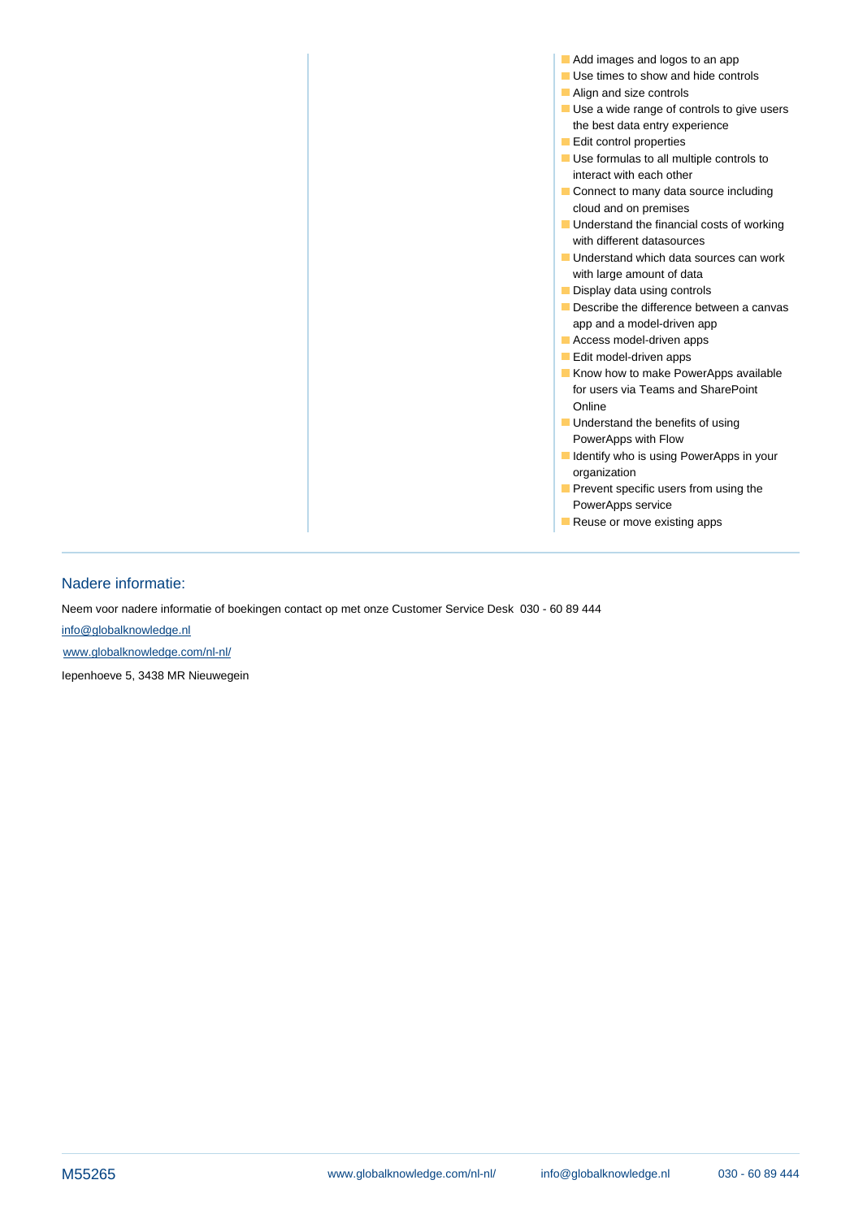- Add images and logos to an app
- Use times to show and hide controls
- Align and size controls
- Use a wide range of controls to give users the best data entry experience
- Edit control properties
- Use formulas to all multiple controls to interact with each other
- Connect to many data source including cloud and on premises
- Understand the financial costs of working with different datasources
- Understand which data sources can work with large amount of data
- Display data using controls
- Describe the difference between a canvas app and a model-driven app
- Access model-driven apps
- Edit model-driven apps
- Know how to make PowerApps available for users via Teams and SharePoint Online
- Understand the benefits of using PowerApps with Flow
- Identify who is using PowerApps in your organization
- Prevent specific users from using the PowerApps service
- Reuse or move existing apps

## Nadere informatie:

Neem voor nadere informatie of boekingen contact op met onze Customer Service Desk 030 - 60 89 444

info@globalknowledge.nl

www.globalknowledge.com/nl-nl/

Iepenhoeve 5, 3438 MR Nieuwegein